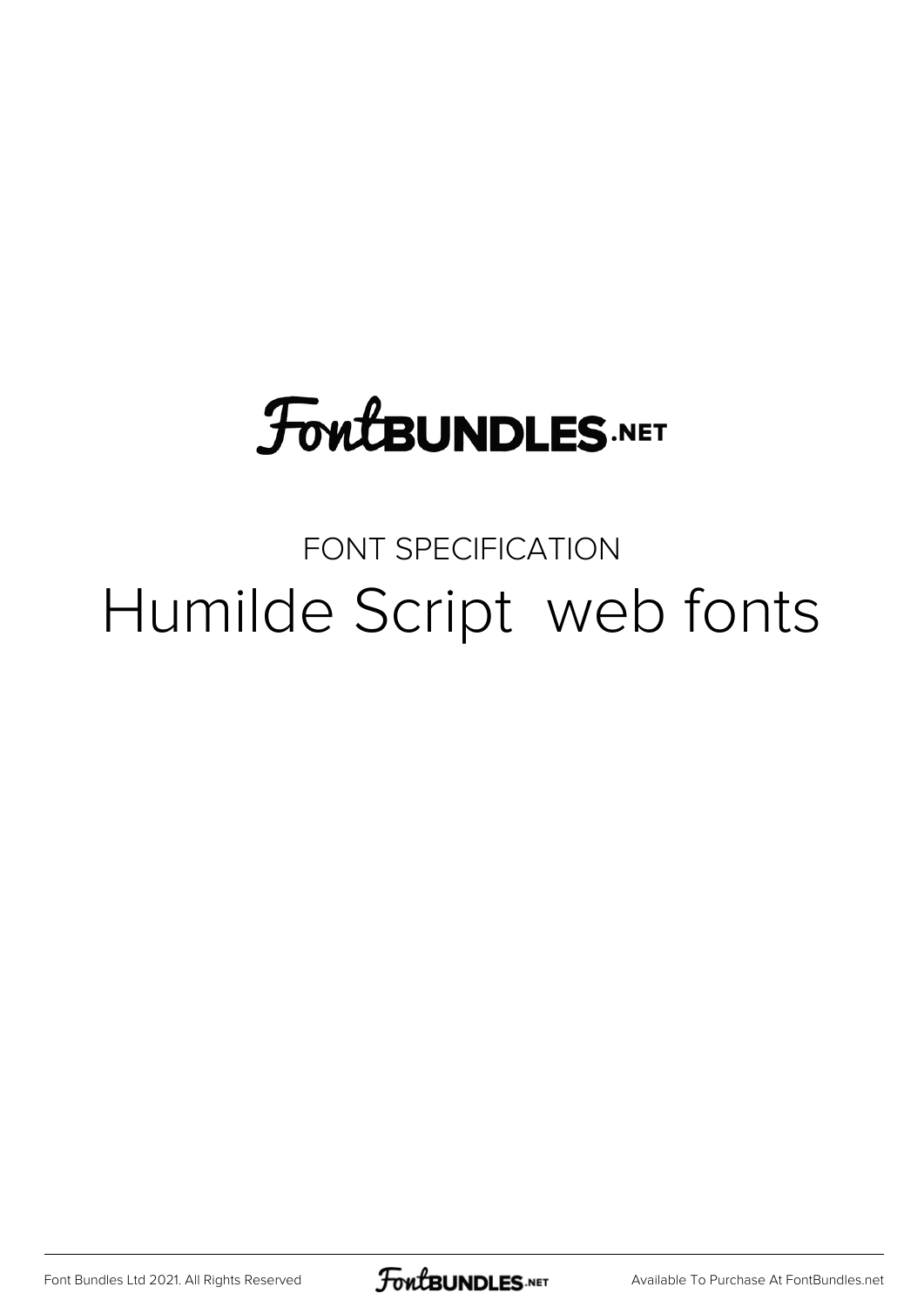FontBUNDLES.NET

FONT SPECIFICATION

# Humilde Script  web fonts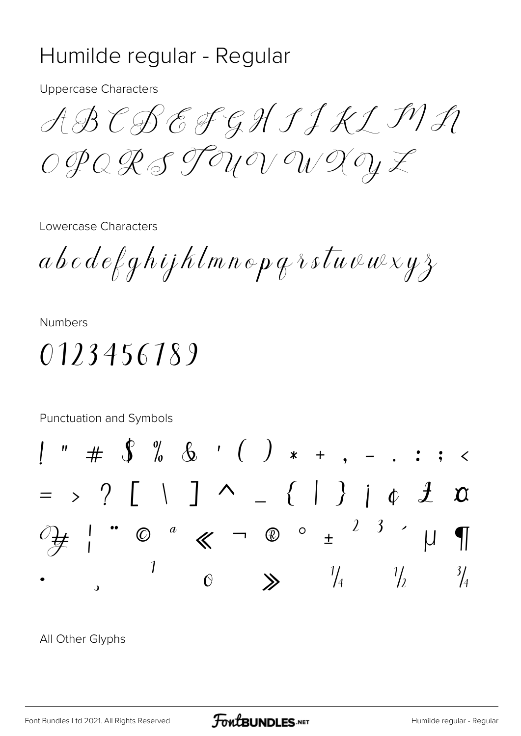# Humilde regular - Regular

Uppercase Characters

A B C D E F G H I J K L M N
O P Q R S T U V W X Y Z

Lowercase Characters

a b c d e f g h i j k l m n o p q r s t u v w x y z

Numbers

0 1 2 3 4 5 6 7 8 9

Punctuation and Symbols

! " # $ % & ' ( ) * + , - . : ; <
= > ? [ \ ] ^ _ { | } ¡ ¢ £ ¤
¥ ¦ ¨ © ª « ¬ ® ° ± ² ³ ´ µ ¶
· ¸ ¹ º » ¼ ½ ¾

All Other Glyphs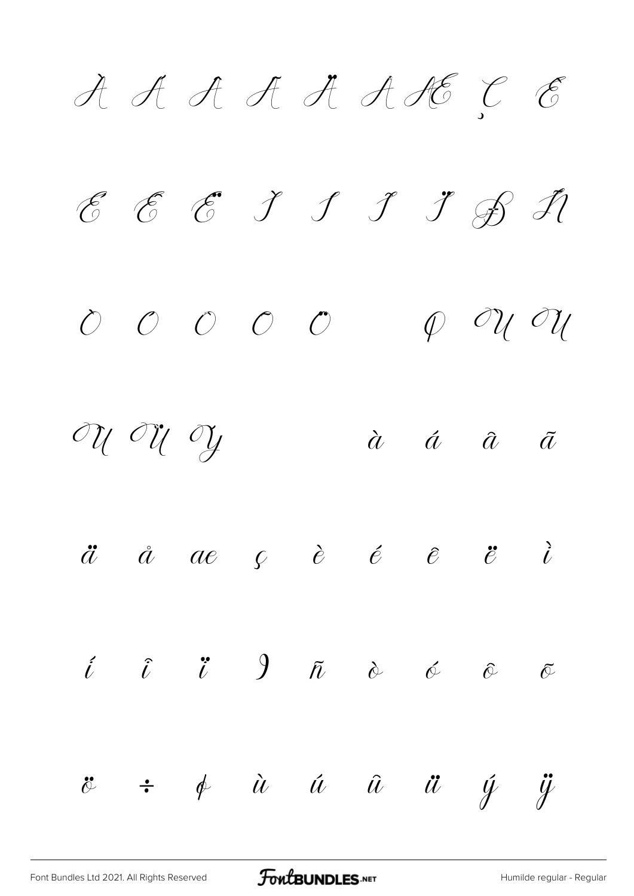À Á Â Ã Ä Å Æ Ç È

É Ê Ë Ì Í Î Ï Ð Ñ

Ò Ó Ô Õ Ö Ø Ù Ú

Û Ü Ý à á â ã

ä å æ ç è é ê ë ì

í î ï ð ñ ò ó ô õ

ö ÷ ø ù ú û ü ý ÿ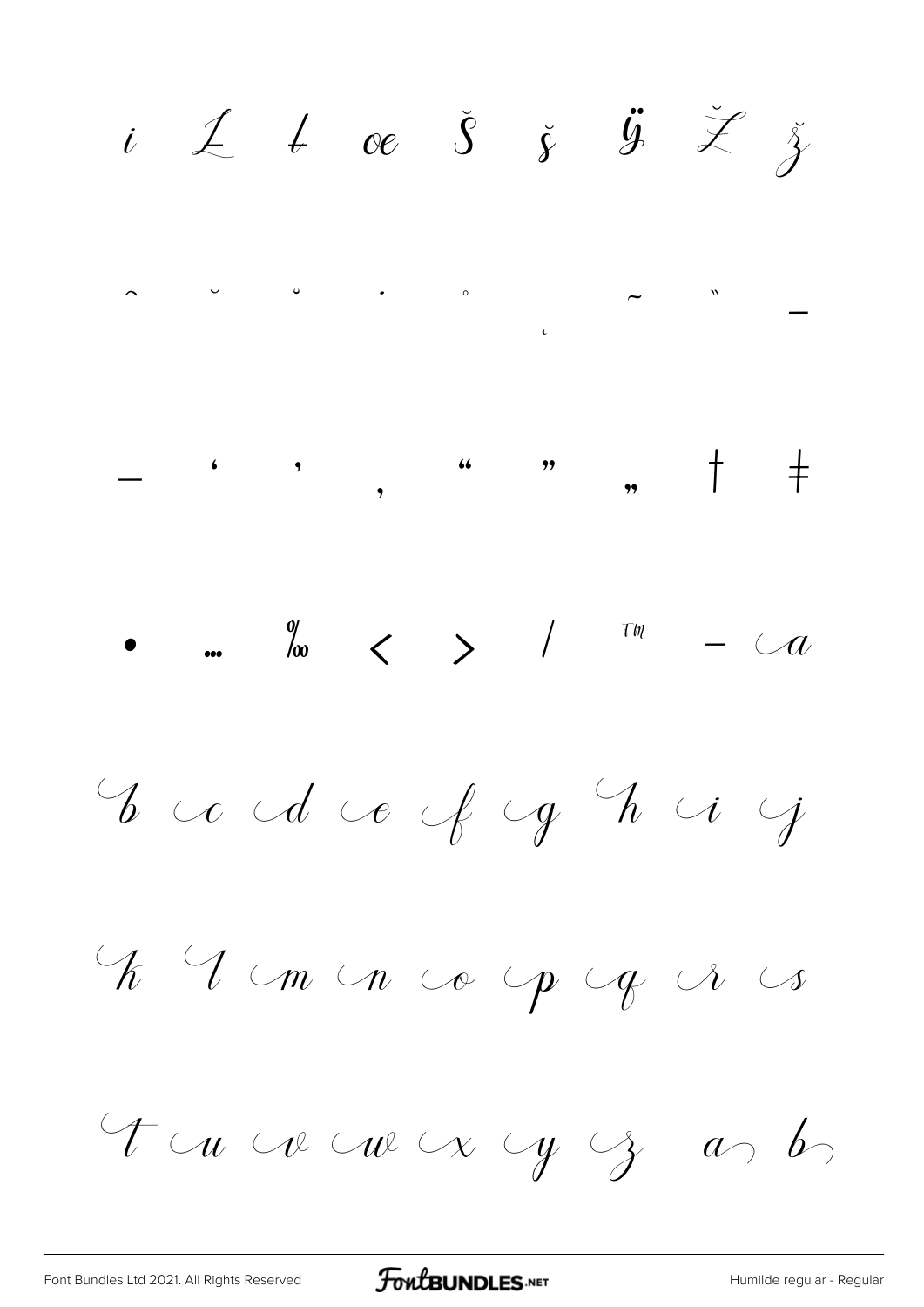ı Ł ł œ Š š Ÿ Ž ž

ˆ ˘ ˘ ˙ ˚ ˛ ˜ ˝ –

— ‘ ’ ‚ “ ” „ † ‡

• … ‰ ‹ › ⁄ ™ − a

b c d e f g h i j

k l m n o p q r s

t u v w x y z a b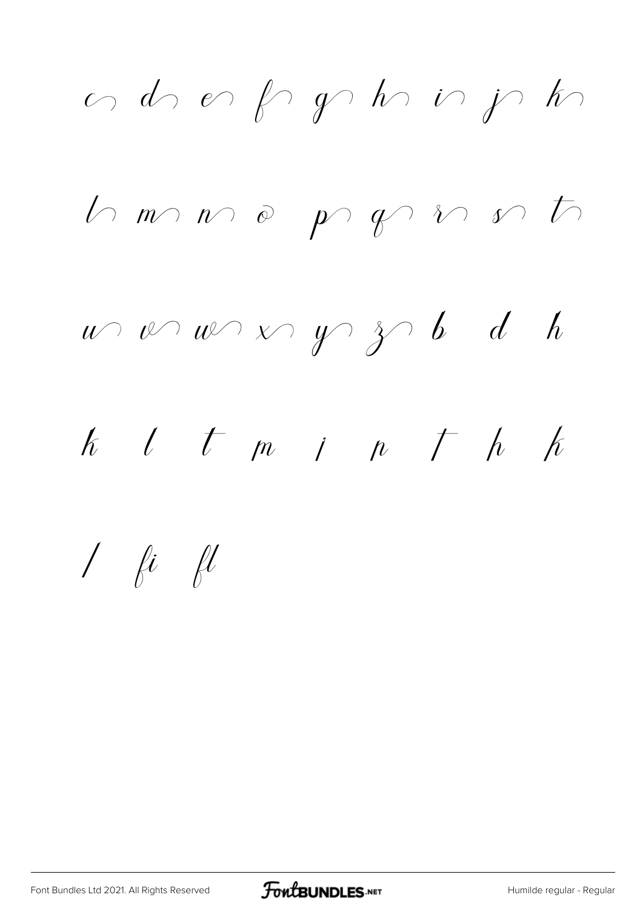c d e f g h i j k

l m n o p q r s t

u v w x y z b d h

k l t m i n t h k

/ fi fl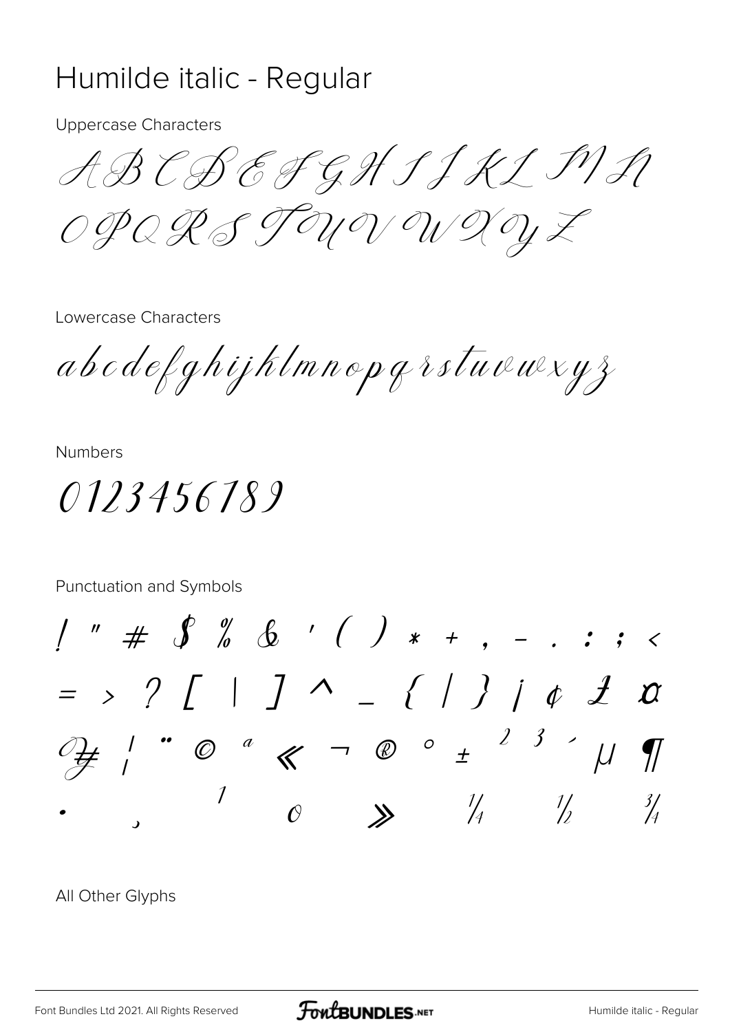# Humilde italic - Regular

Uppercase Characters

A B C D E F G H I J K L M N
O P Q R S T U V W X Y Z

Lowercase Characters

a b c d e f g h i j k l m n o p q r s t u v w x y z

Numbers

0 1 2 3 4 5 6 7 8 9

Punctuation and Symbols

! " # $ % & ' ( ) * + , - . : ; <
= > ? [ | ] ^ _ { | } ¡ ¢ £ ¤
¥ ¦ ¨ © ª « ¬ ® ° ± ² ³ ´ µ ¶
· ¸ ¹ º » ¼ ½ ¾

All Other Glyphs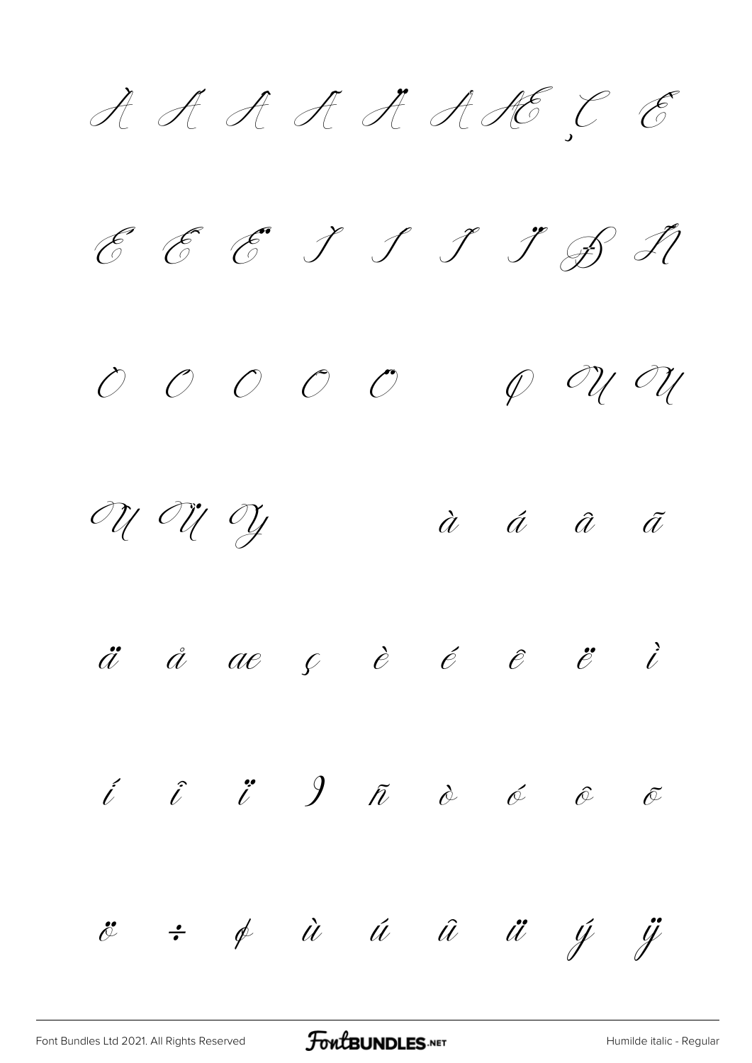À Á Â Ã Ä Å Æ Ç È

É Ê Ë Ì Í Î Ï Ð Ñ

Ò Ó Ô Õ Ö Ø Ù Ú

Û Ü Ý à á â ã

ä å æ ç è é ê ë ì

í î ï ð ñ ò ó ô õ

ö ÷ ø ù ú û ü ý ÿ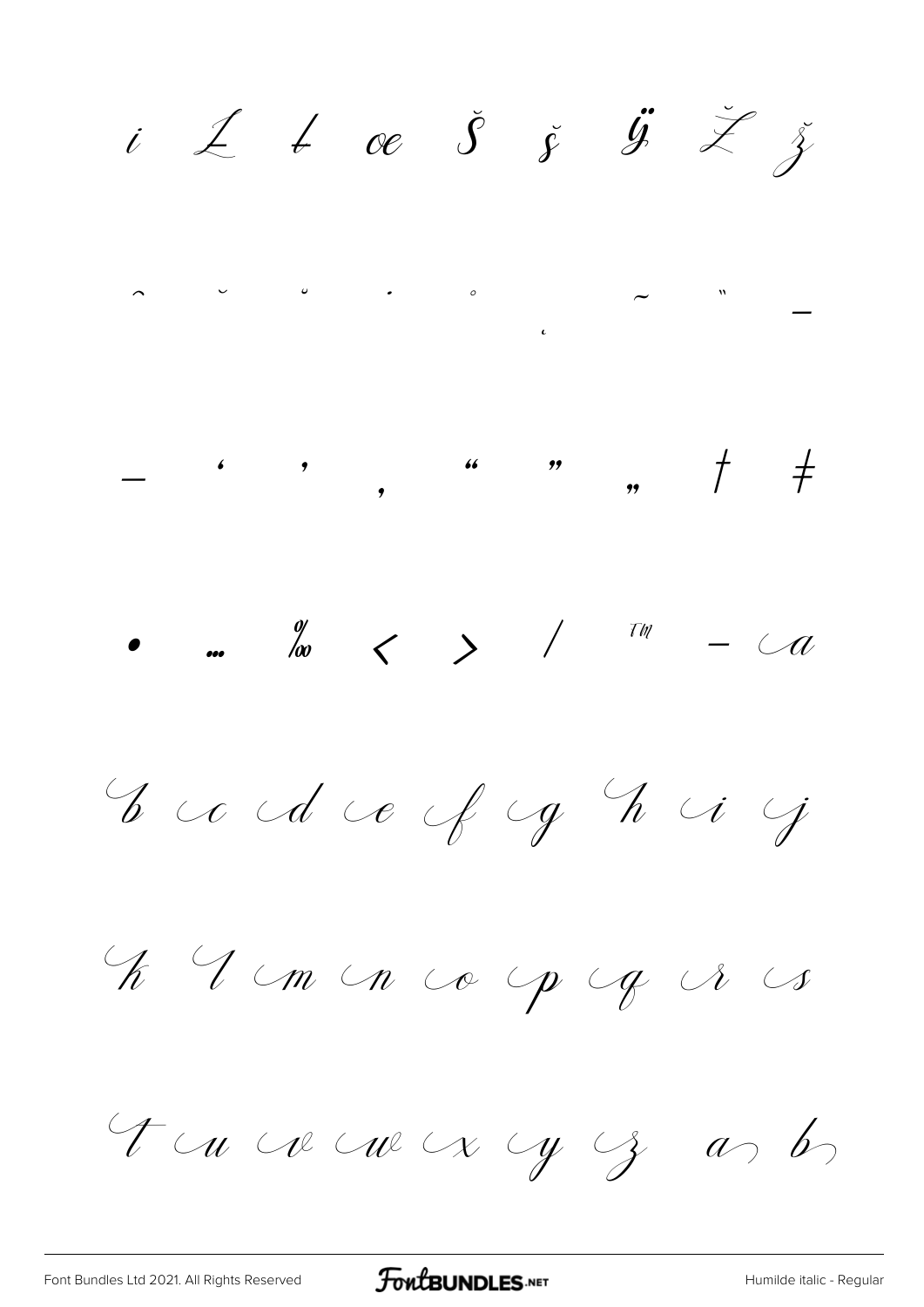ı Ł ł œ Š š Ÿ Ž ž

ˆ ˇ ˘ ˙ ˚ ˛ ˜ ˝ –

— ' ' ‚ " " „ † ‡

• … ‰ ‹ › ⁄ ™ − a

b c d e f g h i j

k l m n o p q r s

t u v w x y z a b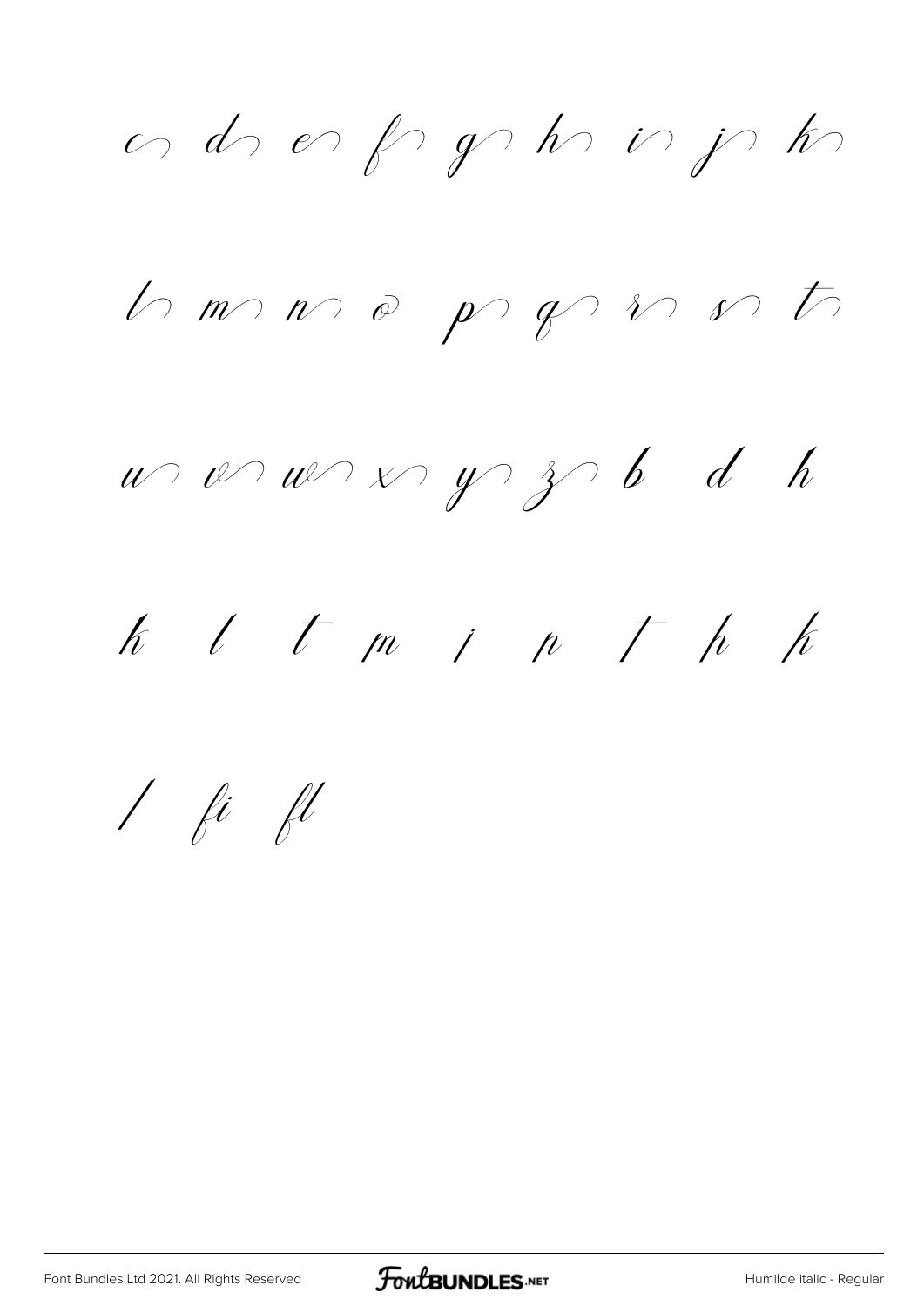c d e f g h i j k

l m n o p q r s t

u v w x y z b d h

k l t m i n t h k

/ fi fl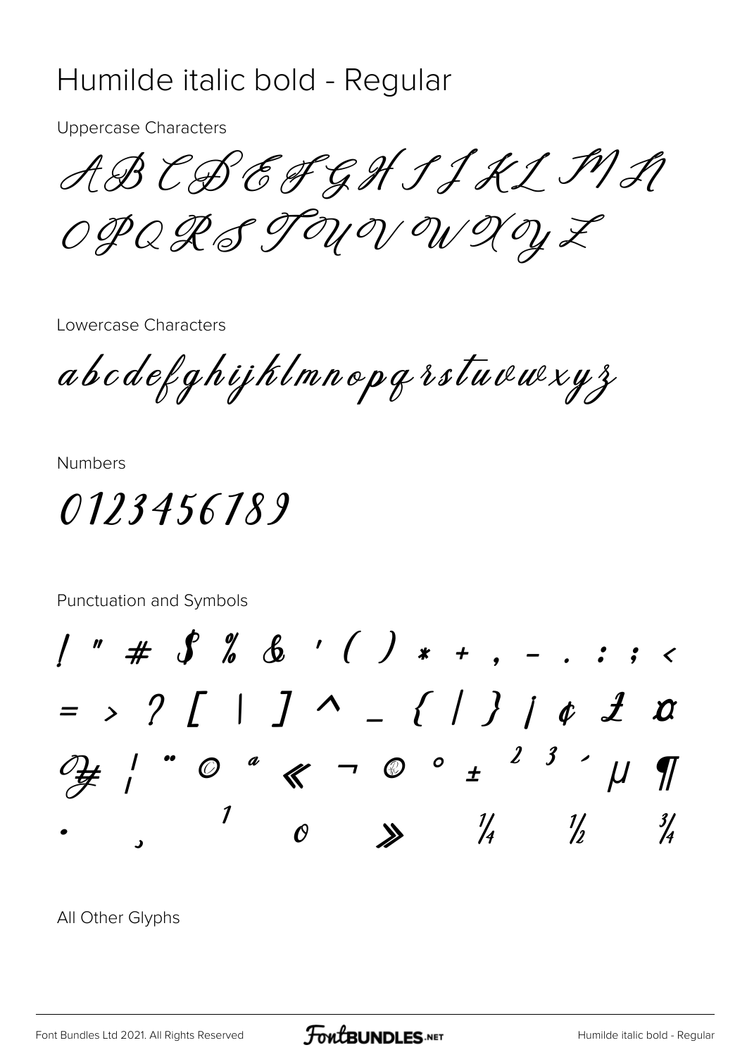# Humilde italic bold - Regular

Uppercase Characters

A B C D E F G H I J K L M N
O P Q R S T U V W X Y Z

Lowercase Characters

a b c d e f g h i j k l m n o p q r s t u v w x y z

Numbers

0 1 2 3 4 5 6 7 8 9

Punctuation and Symbols

! " # $ % & ' ( ) * + , - . : ; <
= > ? [ | ] ^ _ { | } ¡ ¢ £ ¤
¥ ¦ ¨ © ª « ¬ ® ° ± ² ³ ´ µ ¶
· ¸ ¹ º » ¼ ½ ¾

All Other Glyphs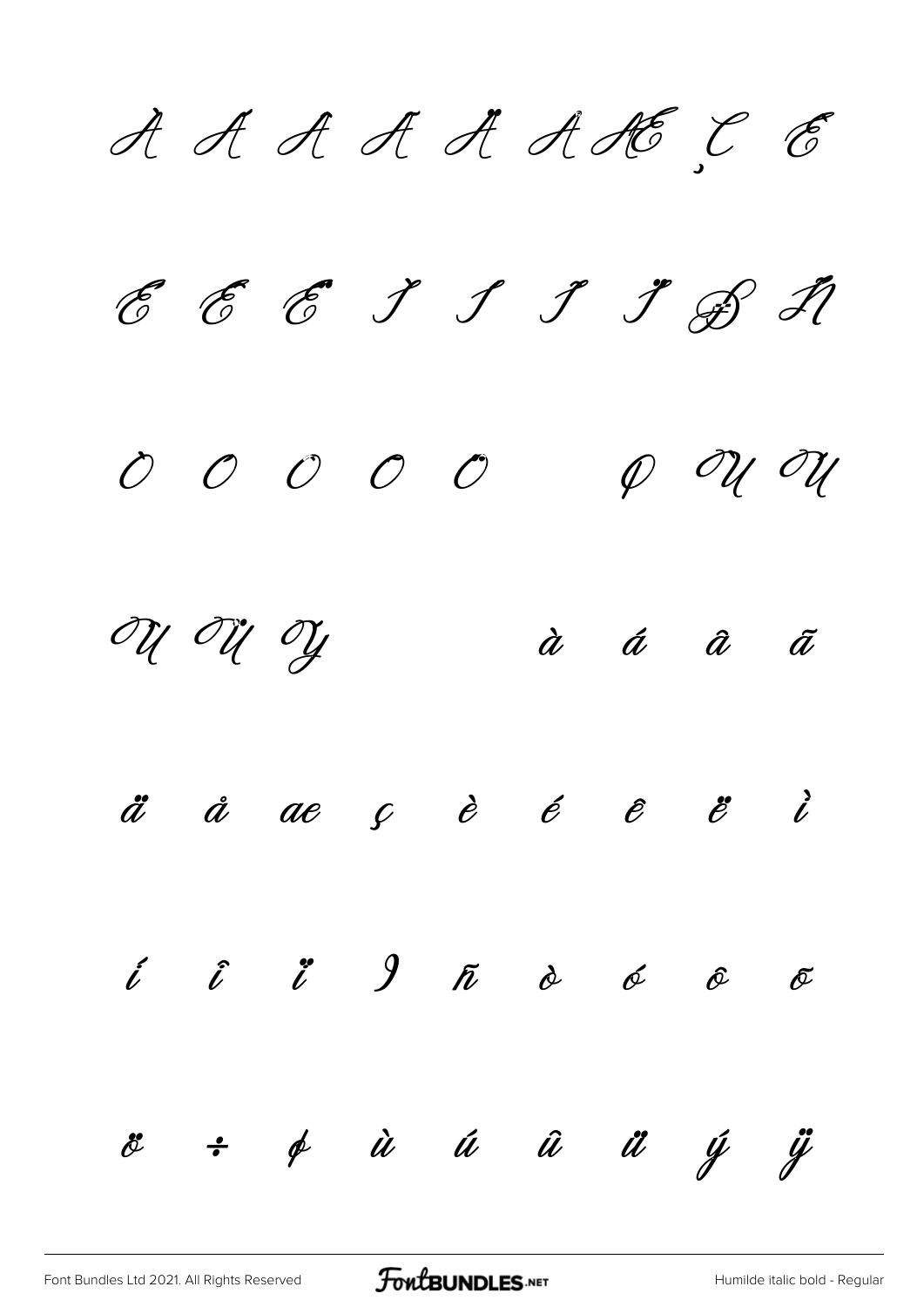À Á Â Ã Ä Å Æ Ç È

É Ê Ë Ì Í Î Ï Ð Ñ

Ò Ó Ô Õ Ö Ø Ù Ú

Û Ü Ý à á â ã

ä å æ ç è é ê ë ì

í î ï ð ñ ò ó ô õ

ö ÷ ø ù ú û ü ý ÿ

Font Bundles Ltd 2021. All Rights Reserved

Humilde italic bold - Regular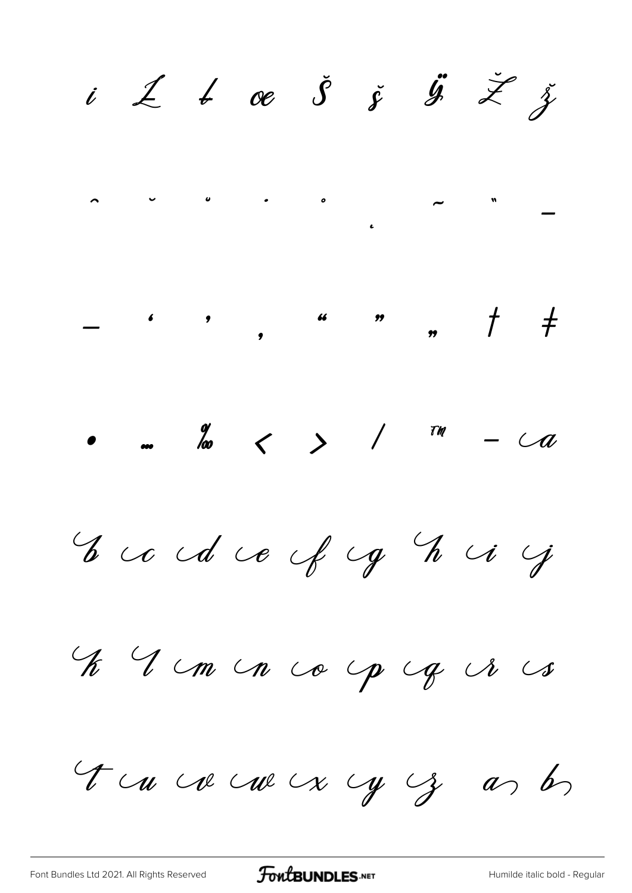i Ł ł œ Š š Ÿ Ž ž

ˆ ˇ ˘ ˙ ˚ ˛ ˜ ˝ –

— ' ' ‚ " " „ † ‡

• … ‰ ‹ › ⁄ ™ − ca

b cc cd ce cf cg h ci cj

k l cm cn co cp cq cr cs

t cu cv cw cx cy cz a b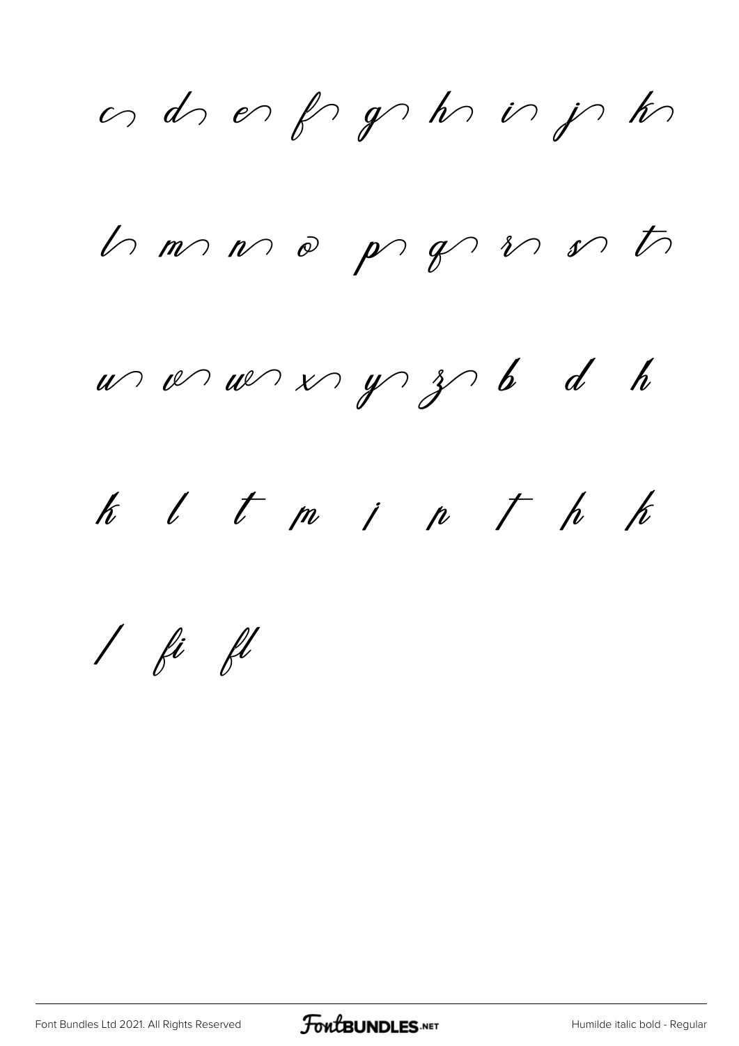c d e f g h i j k

l m n o p q r s t

u v w x y z b d h

k l t m i n t h k

l fi fl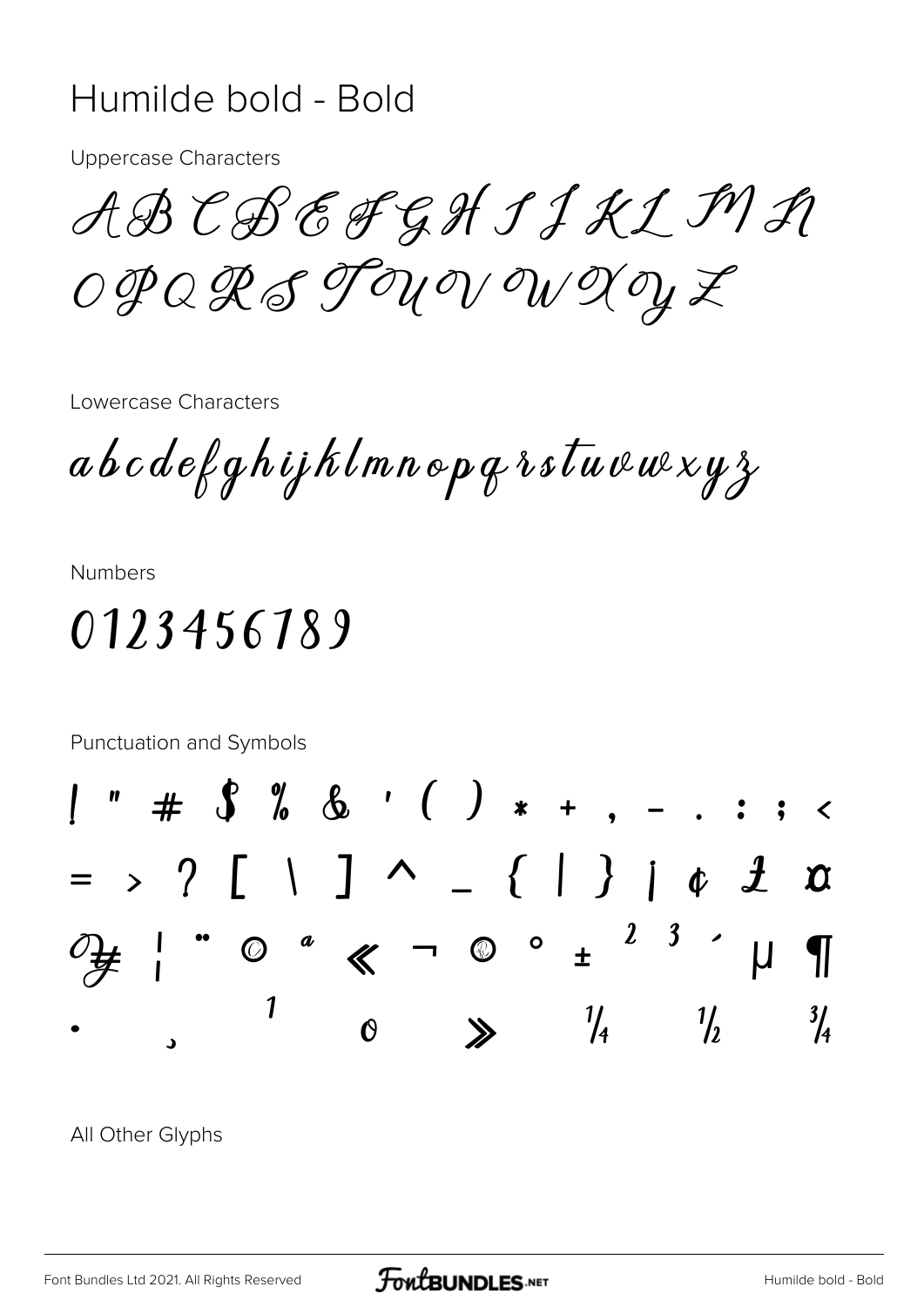# Humilde bold - Bold

Uppercase Characters

A B C D E F G H I J K L M N
O P Q R S T U V W X Y Z

Lowercase Characters

a b c d e f g h i j k l m n o p q r s t u v w x y z

Numbers

0 1 2 3 4 5 6 7 8 9

Punctuation and Symbols

! " # $ % & ' ( ) * + , - . : ; <
= > ? [ \ ] ^ _ { | } ¡ ¢ £ ¤
¥ ¦ ¨ © ª « ¬ ® ° ± ² ³ ´ µ ¶
· ¸ ¹ º » ¼ ½ ¾

All Other Glyphs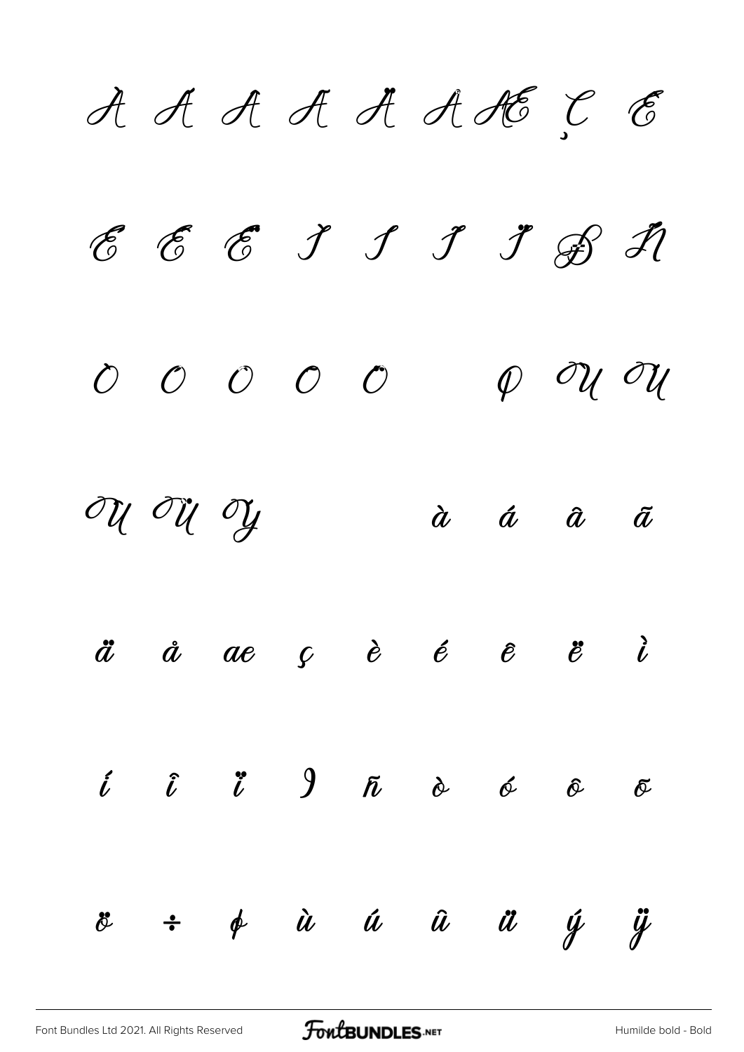À Á Â Ã Ä Å Æ Ç È

É Ê Ë Ì Í Î Ï Ð Ñ

Ò Ó Ô Õ Ö Ø Ù Ú

Û Ü Ý à á â ã

ä å æ ç è é ê ë ì

í î ï ð ñ ò ó ô õ

ö ÷ ø ù ú û ü ý ÿ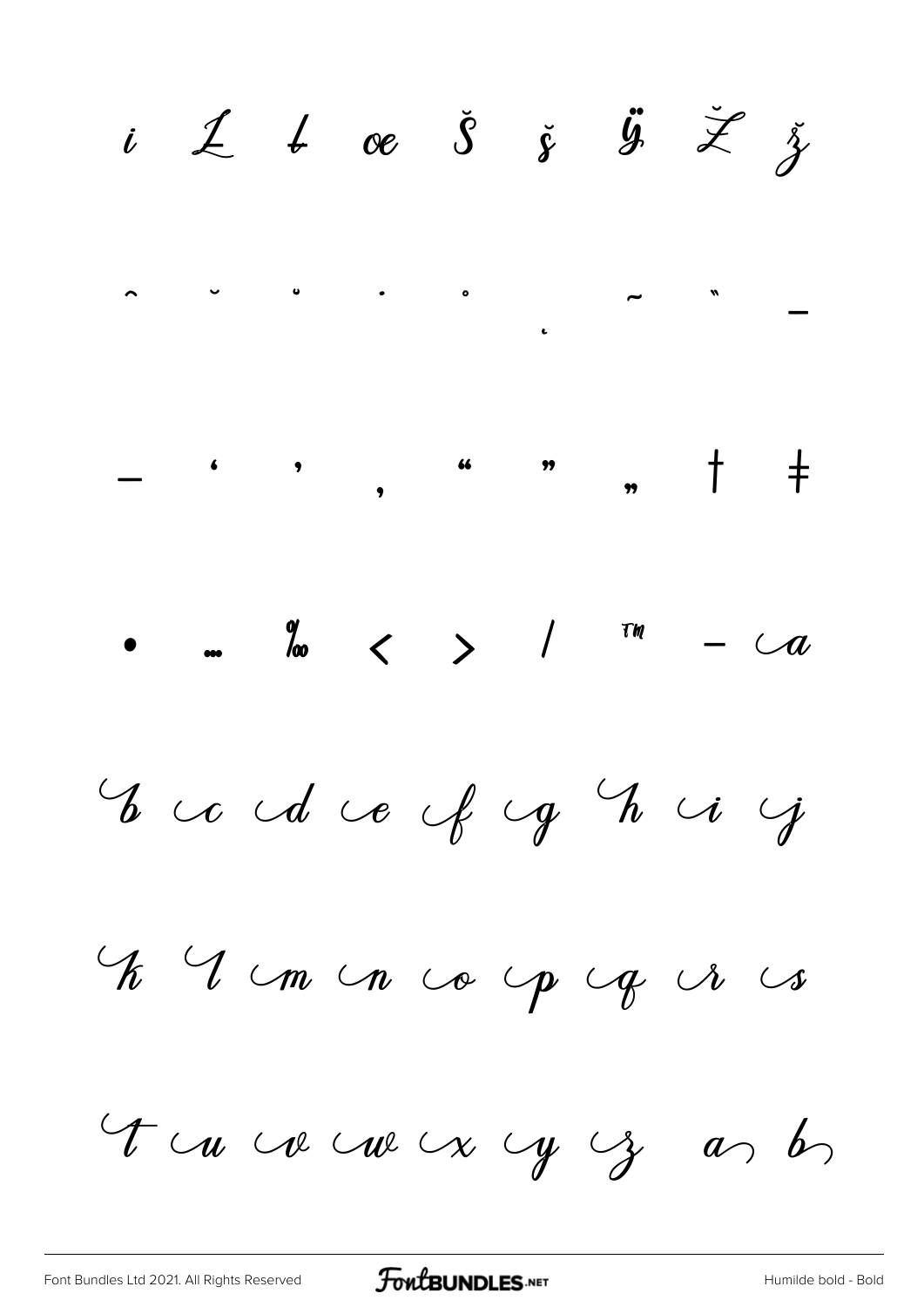ı Ł ł œ Š š Ÿ Ž ž

ˆ ˇ ˘ ˙ ˚ ˛ ˜ ˝ –

— ‘ ’ ‚ “ ” „ † ‡

• … ‰ ‹ › ⁄ ™ − a

b c d e f g h i j

k l m n o p q r s

t u v w x y z a b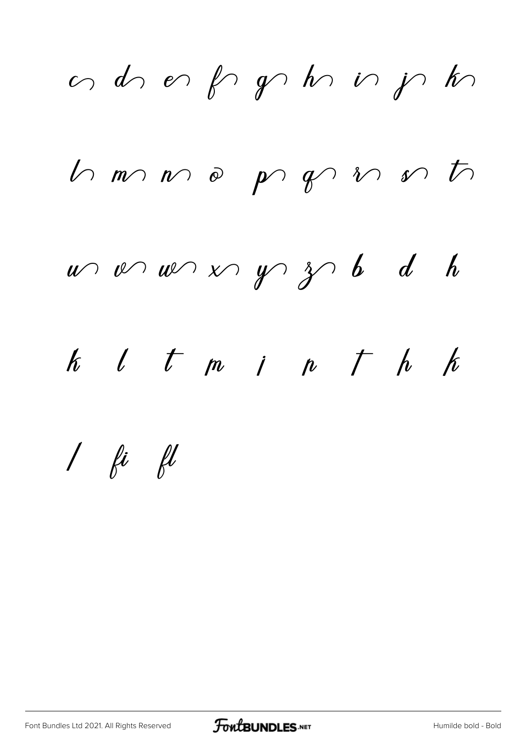a d e f g h i j k

l m n o p q r s t

u v w x y z b d h

k l t m i n t h k

/ fi fl